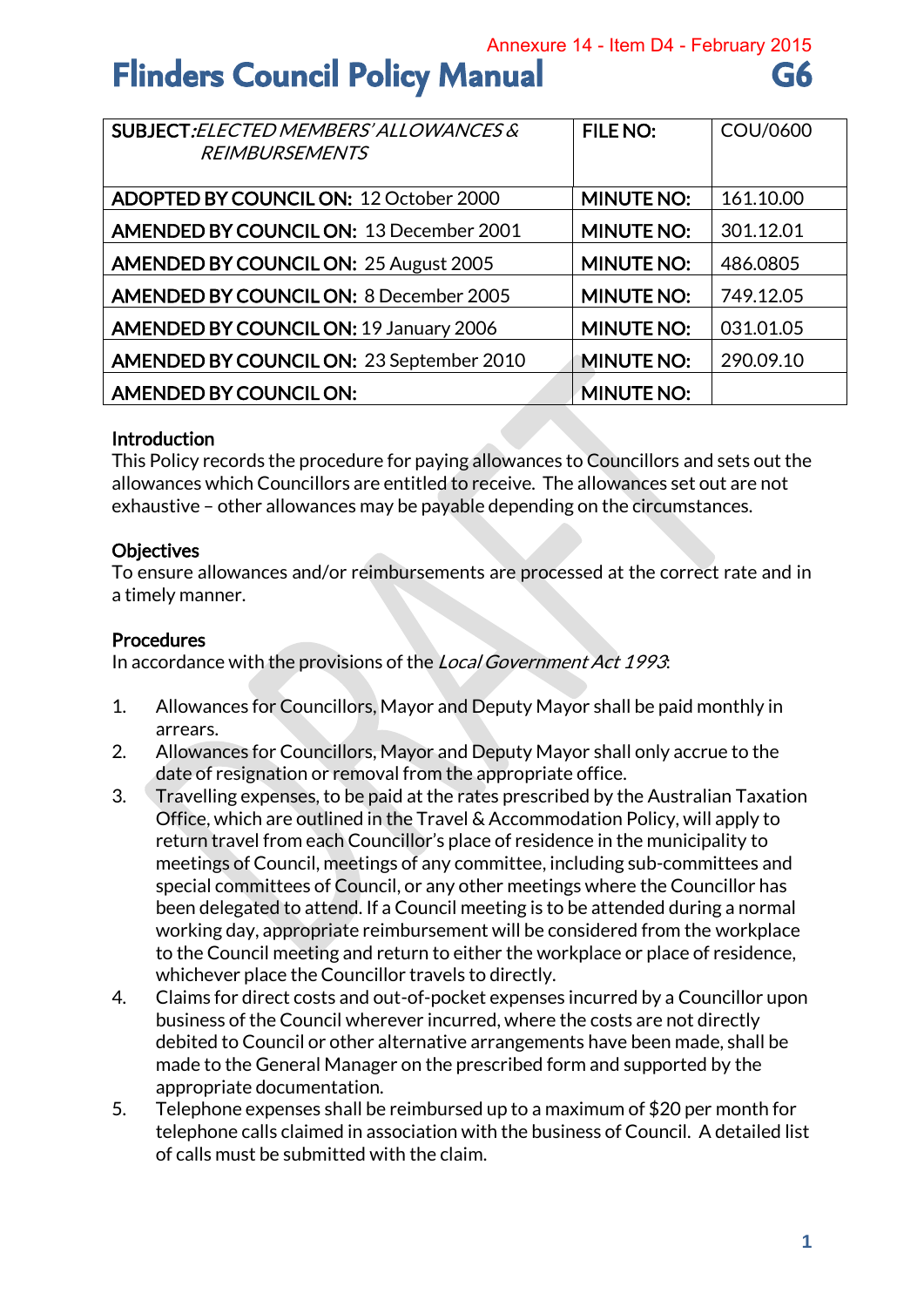Annexure 14 - Item D4 - February 2015

# Flinders Council Policy Manual G6

| SUBJECT: *ELECTED MEMBERS' ALLOWANCES & REIMBURSEMENTS* | FILE NO: | COU/0600 |
|---|---|---|
| ADOPTED BY COUNCIL ON: 12 October 2000 | MINUTE NO: | 161.10.00 |
| AMENDED BY COUNCIL ON: 13 December 2001 | MINUTE NO: | 301.12.01 |
| AMENDED BY COUNCIL ON: 25 August 2005 | MINUTE NO: | 486.0805 |
| AMENDED BY COUNCIL ON: 8 December 2005 | MINUTE NO: | 749.12.05 |
| AMENDED BY COUNCIL ON: 19 January 2006 | MINUTE NO: | 031.01.05 |
| AMENDED BY COUNCIL ON: 23 September 2010 | MINUTE NO: | 290.09.10 |
| AMENDED BY COUNCIL ON: | MINUTE NO: | |

**Introduction**
This Policy records the procedure for paying allowances to Councillors and sets out the allowances which Councillors are entitled to receive. The allowances set out are not exhaustive – other allowances may be payable depending on the circumstances.

**Objectives**
To ensure allowances and/or reimbursements are processed at the correct rate and in a timely manner.

**Procedures**
In accordance with the provisions of the *Local Government Act 1993*:

1. Allowances for Councillors, Mayor and Deputy Mayor shall be paid monthly in arrears.
2. Allowances for Councillors, Mayor and Deputy Mayor shall only accrue to the date of resignation or removal from the appropriate office.
3. Travelling expenses, to be paid at the rates prescribed by the Australian Taxation Office, which are outlined in the Travel & Accommodation Policy, will apply to return travel from each Councillor's place of residence in the municipality to meetings of Council, meetings of any committee, including sub-committees and special committees of Council, or any other meetings where the Councillor has been delegated to attend. If a Council meeting is to be attended during a normal working day, appropriate reimbursement will be considered from the workplace to the Council meeting and return to either the workplace or place of residence, whichever place the Councillor travels to directly.
4. Claims for direct costs and out-of-pocket expenses incurred by a Councillor upon business of the Council wherever incurred, where the costs are not directly debited to Council or other alternative arrangements have been made, shall be made to the General Manager on the prescribed form and supported by the appropriate documentation.
5. Telephone expenses shall be reimbursed up to a maximum of $20 per month for telephone calls claimed in association with the business of Council. A detailed list of calls must be submitted with the claim.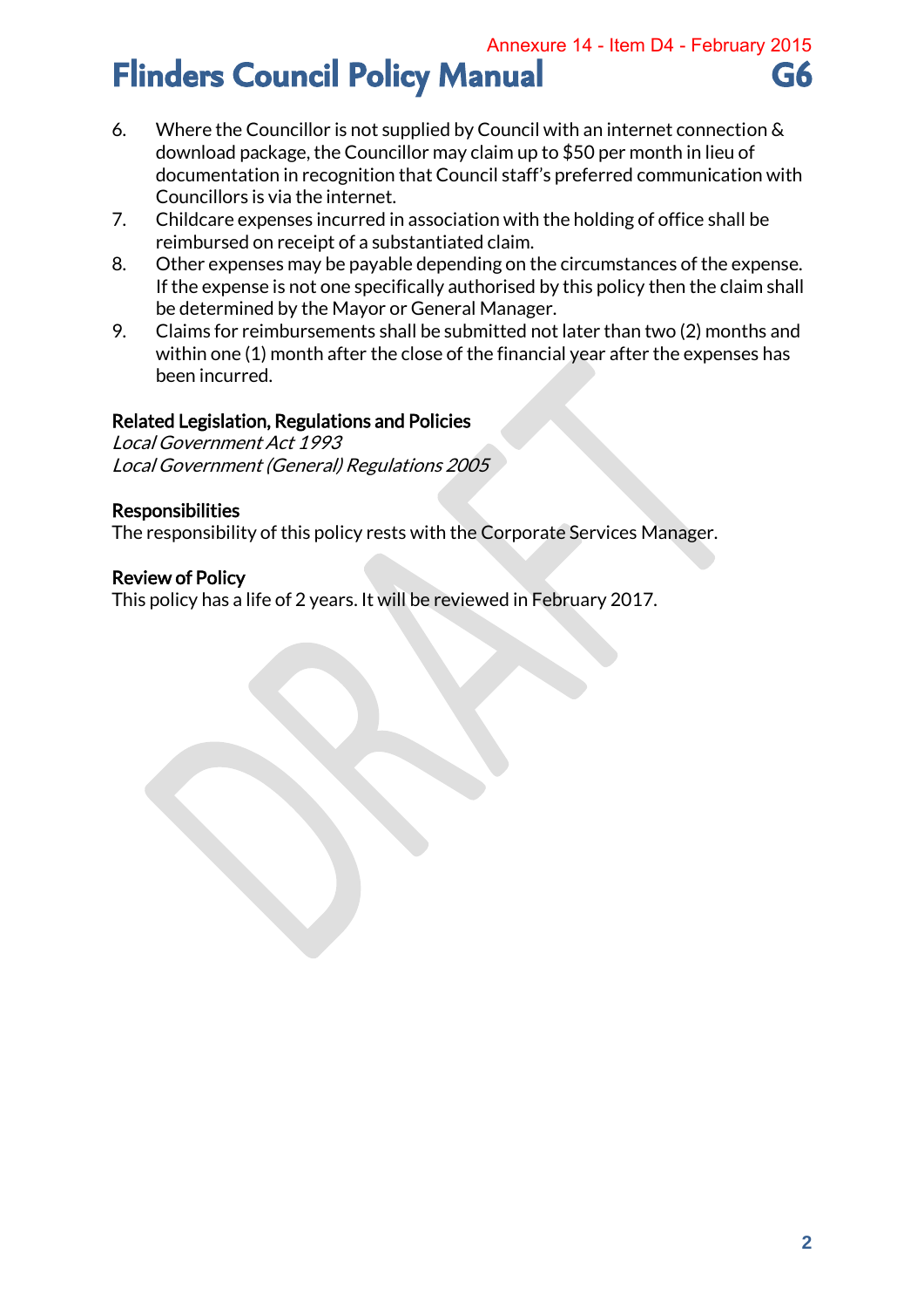6. Where the Councillor is not supplied by Council with an internet connection & download package, the Councillor may claim up to $50 per month in lieu of documentation in recognition that Council staff's preferred communication with Councillors is via the internet.
7. Childcare expenses incurred in association with the holding of office shall be reimbursed on receipt of a substantiated claim.
8. Other expenses may be payable depending on the circumstances of the expense. If the expense is not one specifically authorised by this policy then the claim shall be determined by the Mayor or General Manager.
9. Claims for reimbursements shall be submitted not later than two (2) months and within one (1) month after the close of the financial year after the expenses has been incurred.

**Related Legislation, Regulations and Policies**
*Local Government Act 1993*
*Local Government (General) Regulations 2005*

**Responsibilities**
The responsibility of this policy rests with the Corporate Services Manager.

**Review of Policy**
This policy has a life of 2 years. It will be reviewed in February 2017.